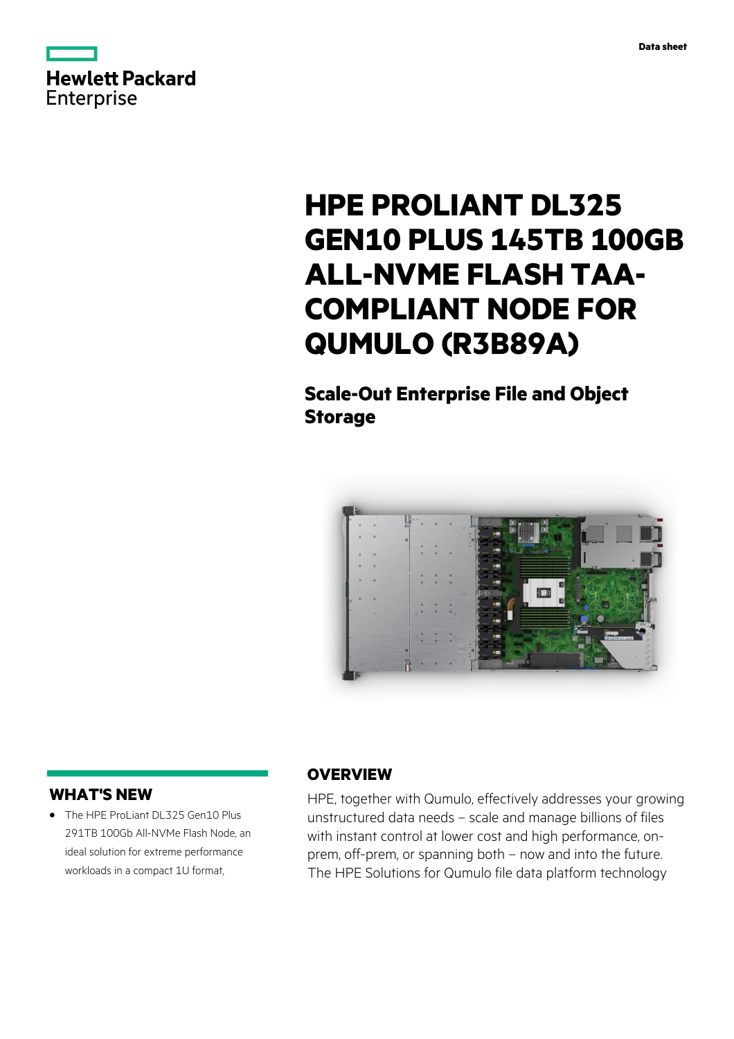Data sheet

# HPE PROLIANT DL325 GEN10 PLUS 145TB 100GB ALL-NVME FLASH TAA-COMPLIANT NODE FOR QUMULO (R3B89A)

## Scale-Out Enterprise File and Object Storage

## WHAT'S NEW

- The HPE ProLiant DL325 Gen10 Plus 291TB 100Gb All-NVMe Flash Node, an ideal solution for extreme performance workloads in a compact 1U format,

## OVERVIEW

HPE, together with Qumulo, effectively addresses your growing unstructured data needs – scale and manage billions of files with instant control at lower cost and high performance, on-prem, off-prem, or spanning both – now and into the future. The HPE Solutions for Qumulo file data platform technology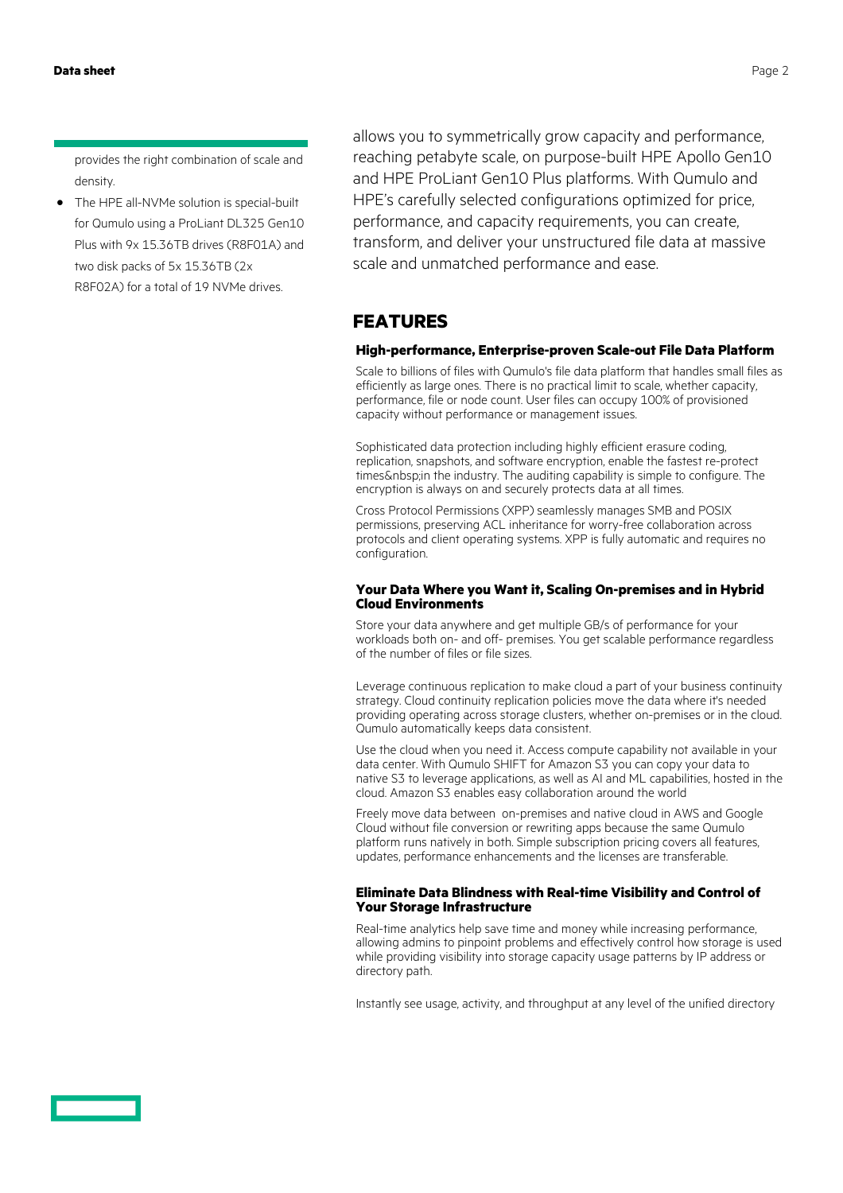provides the right combination of scale and density.

- The HPE all-NVMe solution is special-built for Qumulo using a ProLiant DL325 Gen10 Plus with 9x 15.36TB drives (R8F01A) and two disk packs of 5x 15.36TB (2x R8F02A) for a total of 19 NVMe drives.

allows you to symmetrically grow capacity and performance, reaching petabyte scale, on purpose-built HPE Apollo Gen10 and HPE ProLiant Gen10 Plus platforms. With Qumulo and HPE's carefully selected configurations optimized for price, performance, and capacity requirements, you can create, transform, and deliver your unstructured file data at massive scale and unmatched performance and ease.

## FEATURES

### High-performance, Enterprise-proven Scale-out File Data Platform

Scale to billions of files with Qumulo's file data platform that handles small files as efficiently as large ones. There is no practical limit to scale, whether capacity, performance, file or node count. User files can occupy 100% of provisioned capacity without performance or management issues.

Sophisticated data protection including highly efficient erasure coding, replication, snapshots, and software encryption, enable the fastest re-protect times&nbsp;in the industry. The auditing capability is simple to configure. The encryption is always on and securely protects data at all times.

Cross Protocol Permissions (XPP) seamlessly manages SMB and POSIX permissions, preserving ACL inheritance for worry-free collaboration across protocols and client operating systems. XPP is fully automatic and requires no configuration.

### Your Data Where you Want it, Scaling On-premises and in Hybrid Cloud Environments

Store your data anywhere and get multiple GB/s of performance for your workloads both on- and off- premises. You get scalable performance regardless of the number of files or file sizes.

Leverage continuous replication to make cloud a part of your business continuity strategy. Cloud continuity replication policies move the data where it's needed providing operating across storage clusters, whether on-premises or in the cloud. Qumulo automatically keeps data consistent.

Use the cloud when you need it. Access compute capability not available in your data center. With Qumulo SHIFT for Amazon S3 you can copy your data to native S3 to leverage applications, as well as AI and ML capabilities, hosted in the cloud. Amazon S3 enables easy collaboration around the world

Freely move data between on-premises and native cloud in AWS and Google Cloud without file conversion or rewriting apps because the same Qumulo platform runs natively in both. Simple subscription pricing covers all features, updates, performance enhancements and the licenses are transferable.

### Eliminate Data Blindness with Real-time Visibility and Control of Your Storage Infrastructure

Real-time analytics help save time and money while increasing performance, allowing admins to pinpoint problems and effectively control how storage is used while providing visibility into storage capacity usage patterns by IP address or directory path.

Instantly see usage, activity, and throughput at any level of the unified directory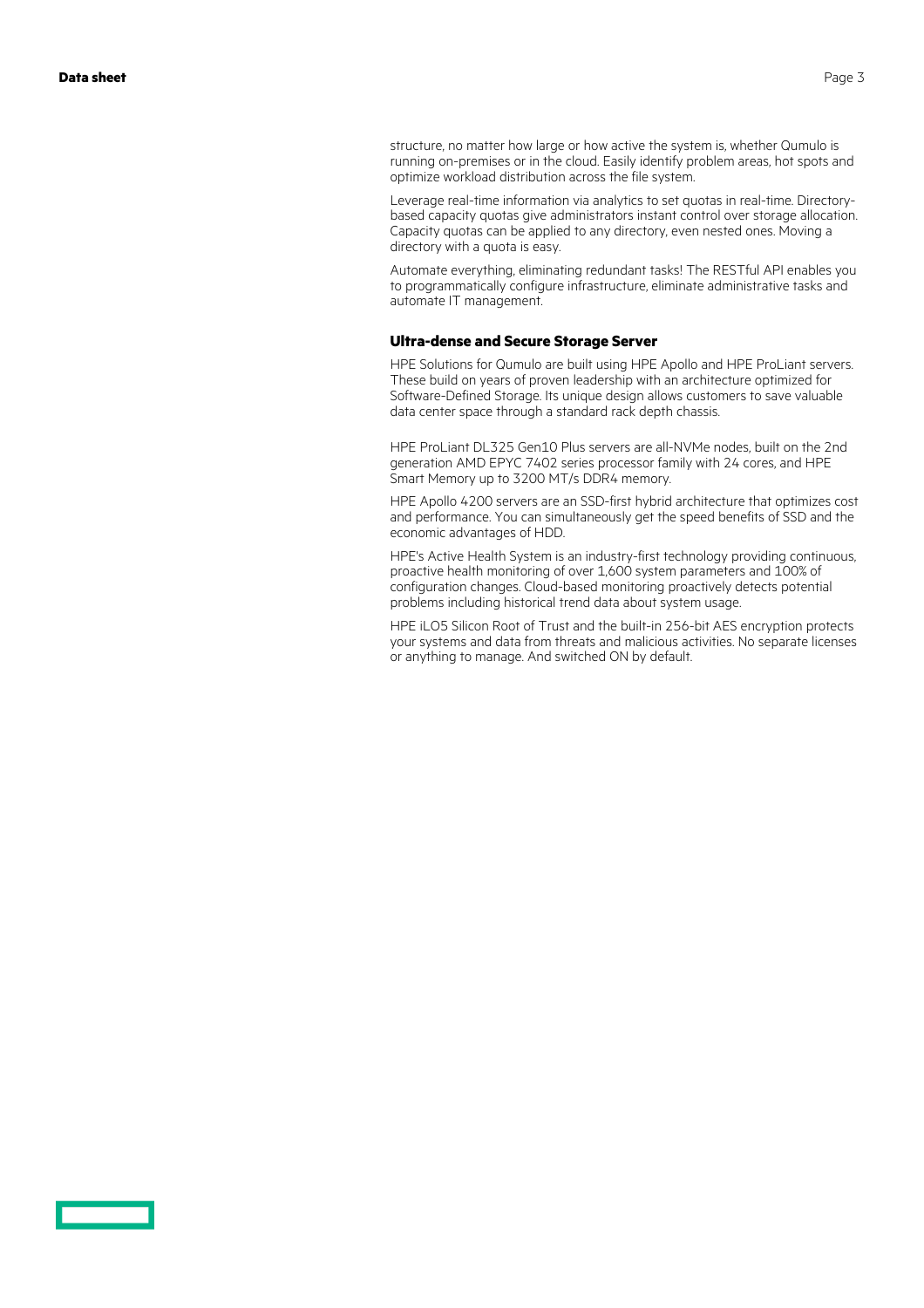structure, no matter how large or how active the system is, whether Qumulo is running on-premises or in the cloud. Easily identify problem areas, hot spots and optimize workload distribution across the file system.

Leverage real-time information via analytics to set quotas in real-time. Directory-based capacity quotas give administrators instant control over storage allocation. Capacity quotas can be applied to any directory, even nested ones. Moving a directory with a quota is easy.

Automate everything, eliminating redundant tasks! The RESTful API enables you to programmatically configure infrastructure, eliminate administrative tasks and automate IT management.

### Ultra-dense and Secure Storage Server

HPE Solutions for Qumulo are built using HPE Apollo and HPE ProLiant servers. These build on years of proven leadership with an architecture optimized for Software-Defined Storage. Its unique design allows customers to save valuable data center space through a standard rack depth chassis.

HPE ProLiant DL325 Gen10 Plus servers are all-NVMe nodes, built on the 2nd generation AMD EPYC 7402 series processor family with 24 cores, and HPE Smart Memory up to 3200 MT/s DDR4 memory.

HPE Apollo 4200 servers are an SSD-first hybrid architecture that optimizes cost and performance. You can simultaneously get the speed benefits of SSD and the economic advantages of HDD.

HPE's Active Health System is an industry-first technology providing continuous, proactive health monitoring of over 1,600 system parameters and 100% of configuration changes. Cloud-based monitoring proactively detects potential problems including historical trend data about system usage.

HPE iLO5 Silicon Root of Trust and the built-in 256-bit AES encryption protects your systems and data from threats and malicious activities. No separate licenses or anything to manage. And switched ON by default.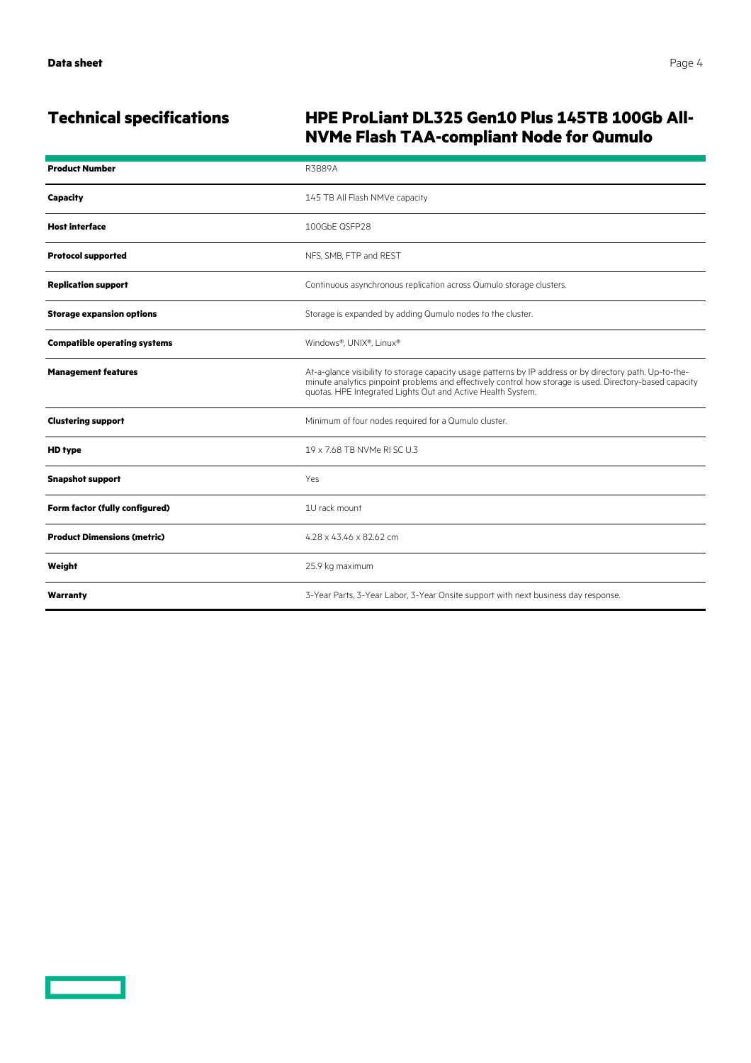## Technical specifications

## HPE ProLiant DL325 Gen10 Plus 145TB 100Gb All-NVMe Flash TAA-compliant Node for Qumulo

| **Product Number** | R3B89A |
|---|---|
| **Capacity** | 145 TB All Flash NMVe capacity |
| **Host interface** | 100GbE QSFP28 |
| **Protocol supported** | NFS, SMB, FTP and REST |
| **Replication support** | Continuous asynchronous replication across Qumulo storage clusters. |
| **Storage expansion options** | Storage is expanded by adding Qumulo nodes to the cluster. |
| **Compatible operating systems** | Windows®, UNIX®, Linux® |
| **Management features** | At-a-glance visibility to storage capacity usage patterns by IP address or by directory path. Up-to-the-minute analytics pinpoint problems and effectively control how storage is used. Directory-based capacity quotas. HPE Integrated Lights Out and Active Health System. |
| **Clustering support** | Minimum of four nodes required for a Qumulo cluster. |
| **HD type** | 19 x 7.68 TB NVMe RI SC U.3 |
| **Snapshot support** | Yes |
| **Form factor (fully configured)** | 1U rack mount |
| **Product Dimensions (metric)** | 4.28 x 43.46 x 82.62 cm |
| **Weight** | 25.9 kg maximum |
| **Warranty** | 3-Year Parts, 3-Year Labor, 3-Year Onsite support with next business day response. |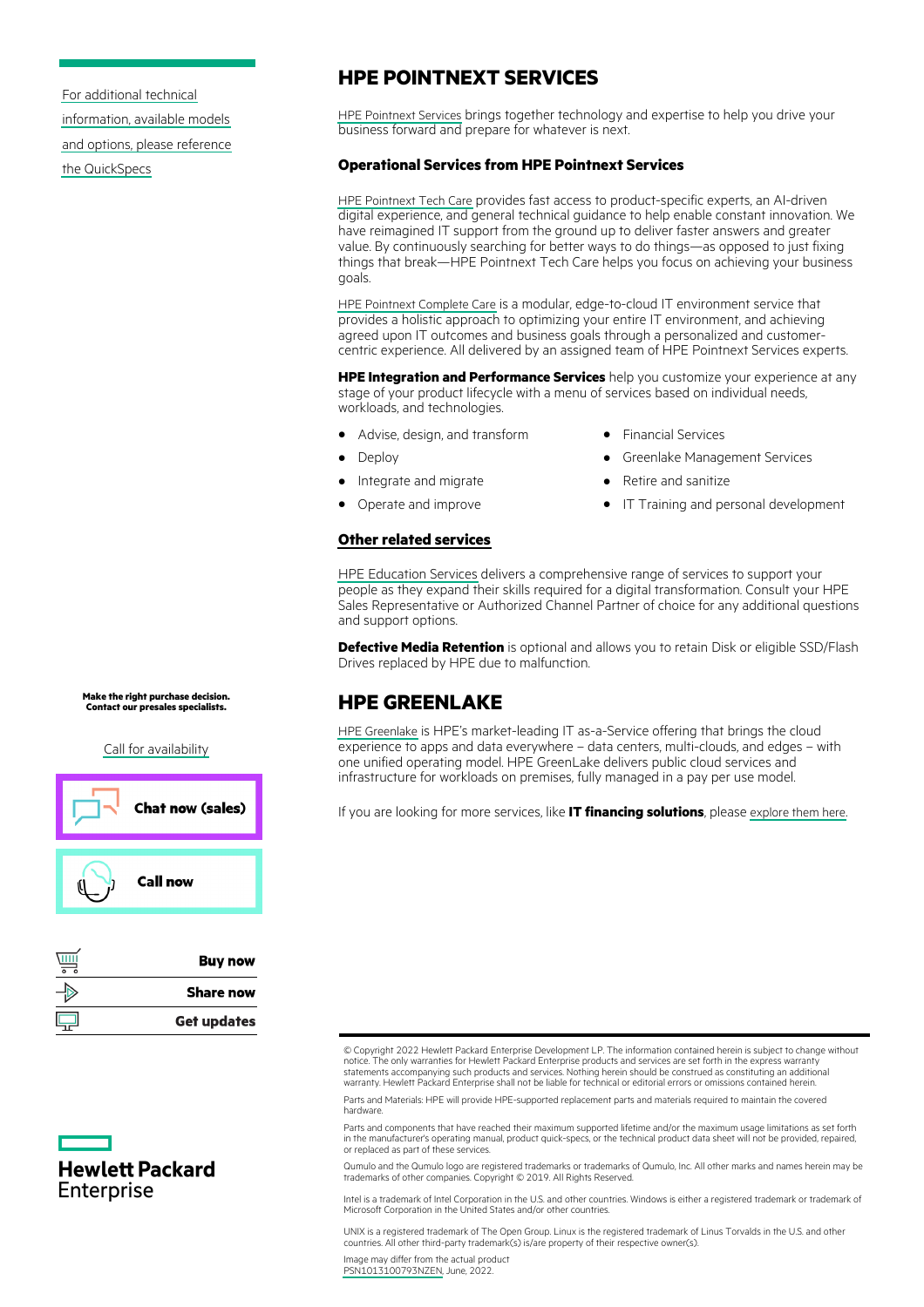For additional technical information, available models and options, please reference the QuickSpecs

# HPE POINTNEXT SERVICES

HPE Pointnext Services brings together technology and expertise to help you drive your business forward and prepare for whatever is next.

### Operational Services from HPE Pointnext Services

HPE Pointnext Tech Care provides fast access to product-specific experts, an AI-driven digital experience, and general technical guidance to help enable constant innovation. We have reimagined IT support from the ground up to deliver faster answers and greater value. By continuously searching for better ways to do things—as opposed to just fixing things that break—HPE Pointnext Tech Care helps you focus on achieving your business goals.

HPE Pointnext Complete Care is a modular, edge-to-cloud IT environment service that provides a holistic approach to optimizing your entire IT environment, and achieving agreed upon IT outcomes and business goals through a personalized and customer-centric experience. All delivered by an assigned team of HPE Pointnext Services experts.

**HPE Integration and Performance Services** help you customize your experience at any stage of your product lifecycle with a menu of services based on individual needs, workloads, and technologies.

- Advise, design, and transform
- Deploy
- Integrate and migrate
- Operate and improve
- Financial Services
- Greenlake Management Services
- Retire and sanitize
- IT Training and personal development

### Other related services

HPE Education Services delivers a comprehensive range of services to support your people as they expand their skills required for a digital transformation. Consult your HPE Sales Representative or Authorized Channel Partner of choice for any additional questions and support options.

**Defective Media Retention** is optional and allows you to retain Disk or eligible SSD/Flash Drives replaced by HPE due to malfunction.

# HPE GREENLAKE

HPE Greenlake is HPE's market-leading IT as-a-Service offering that brings the cloud experience to apps and data everywhere – data centers, multi-clouds, and edges – with one unified operating model. HPE GreenLake delivers public cloud services and infrastructure for workloads on premises, fully managed in a pay per use model.

If you are looking for more services, like **IT financing solutions**, please explore them here.

**Make the right purchase decision. Contact our presales specialists.**

Call for availability

Chat now (sales)

Call now

Buy now

Share now

Get updates

Hewlett Packard Enterprise

© Copyright 2022 Hewlett Packard Enterprise Development LP. The information contained herein is subject to change without notice. The only warranties for Hewlett Packard Enterprise products and services are set forth in the express warranty statements accompanying such products and services. Nothing herein should be construed as constituting an additional warranty. Hewlett Packard Enterprise shall not be liable for technical or editorial errors or omissions contained herein.

Parts and Materials: HPE will provide HPE-supported replacement parts and materials required to maintain the covered hardware.

Parts and components that have reached their maximum supported lifetime and/or the maximum usage limitations as set forth in the manufacturer's operating manual, product quick-specs, or the technical product data sheet will not be provided, repaired, or replaced as part of these services.

Qumulo and the Qumulo logo are registered trademarks or trademarks of Qumulo, Inc. All other marks and names herein may be trademarks of other companies. Copyright © 2019. All Rights Reserved.

Intel is a trademark of Intel Corporation in the U.S. and other countries. Windows is either a registered trademark or trademark of Microsoft Corporation in the United States and/or other countries.

UNIX is a registered trademark of The Open Group. Linux is the registered trademark of Linus Torvalds in the U.S. and other countries. All other third-party trademark(s) is/are property of their respective owner(s).

Image may differ from the actual product

PSN1013100793NZEN, June, 2022.